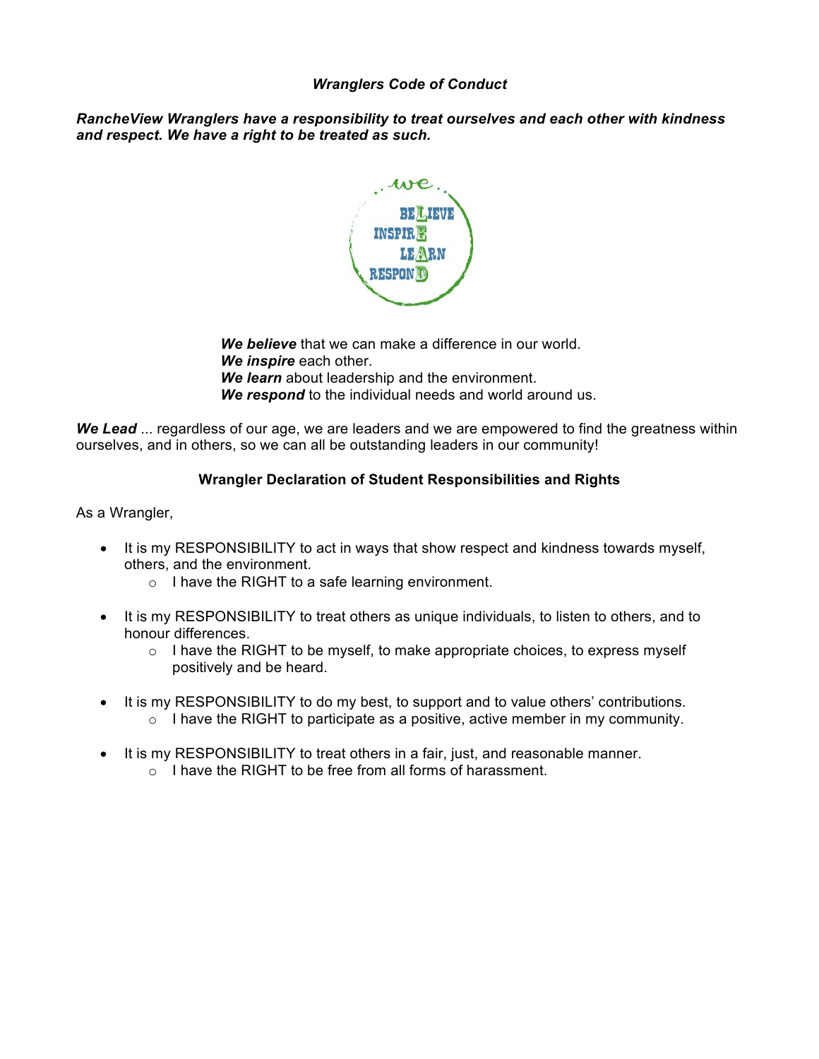***Wranglers Code of Conduct***

***RancheView Wranglers have a responsibility to treat ourselves and each other with kindness and respect. We have a right to be treated as such.***

***We believe*** that we can make a difference in our world.
***We inspire*** each other.
***We learn*** about leadership and the environment.
***We respond*** to the individual needs and world around us.

***We Lead*** ... regardless of our age, we are leaders and we are empowered to find the greatness within ourselves, and in others, so we can all be outstanding leaders in our community!

**Wrangler Declaration of Student Responsibilities and Rights**

As a Wrangler,

- It is my RESPONSIBILITY to act in ways that show respect and kindness towards myself, others, and the environment.
    - I have the RIGHT to a safe learning environment.

- It is my RESPONSIBILITY to treat others as unique individuals, to listen to others, and to honour differences.
    - I have the RIGHT to be myself, to make appropriate choices, to express myself positively and be heard.

- It is my RESPONSIBILITY to do my best, to support and to value others' contributions.
    - I have the RIGHT to participate as a positive, active member in my community.

- It is my RESPONSIBILITY to treat others in a fair, just, and reasonable manner.
    - I have the RIGHT to be free from all forms of harassment.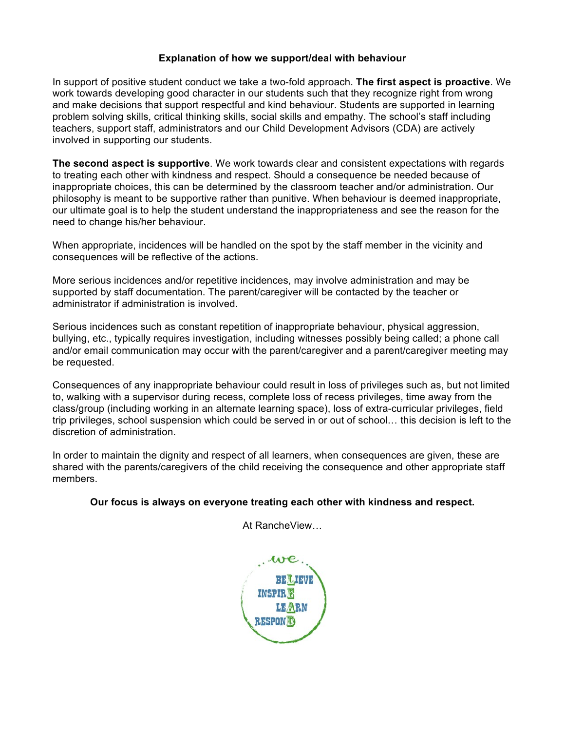## Explanation of how we support/deal with behaviour

In support of positive student conduct we take a two-fold approach. **The first aspect is proactive**. We work towards developing good character in our students such that they recognize right from wrong and make decisions that support respectful and kind behaviour. Students are supported in learning problem solving skills, critical thinking skills, social skills and empathy. The school's staff including teachers, support staff, administrators and our Child Development Advisors (CDA) are actively involved in supporting our students.

**The second aspect is supportive**. We work towards clear and consistent expectations with regards to treating each other with kindness and respect. Should a consequence be needed because of inappropriate choices, this can be determined by the classroom teacher and/or administration. Our philosophy is meant to be supportive rather than punitive. When behaviour is deemed inappropriate, our ultimate goal is to help the student understand the inappropriateness and see the reason for the need to change his/her behaviour.

When appropriate, incidences will be handled on the spot by the staff member in the vicinity and consequences will be reflective of the actions.

More serious incidences and/or repetitive incidences, may involve administration and may be supported by staff documentation. The parent/caregiver will be contacted by the teacher or administrator if administration is involved.

Serious incidences such as constant repetition of inappropriate behaviour, physical aggression, bullying, etc., typically requires investigation, including witnesses possibly being called; a phone call and/or email communication may occur with the parent/caregiver and a parent/caregiver meeting may be requested.

Consequences of any inappropriate behaviour could result in loss of privileges such as, but not limited to, walking with a supervisor during recess, complete loss of recess privileges, time away from the class/group (including working in an alternate learning space), loss of extra-curricular privileges, field trip privileges, school suspension which could be served in or out of school… this decision is left to the discretion of administration.

In order to maintain the dignity and respect of all learners, when consequences are given, these are shared with the parents/caregivers of the child receiving the consequence and other appropriate staff members.

**Our focus is always on everyone treating each other with kindness and respect.**

At RancheView…

we

BELIEVE

INSPIRE

LEARN

RESPOND